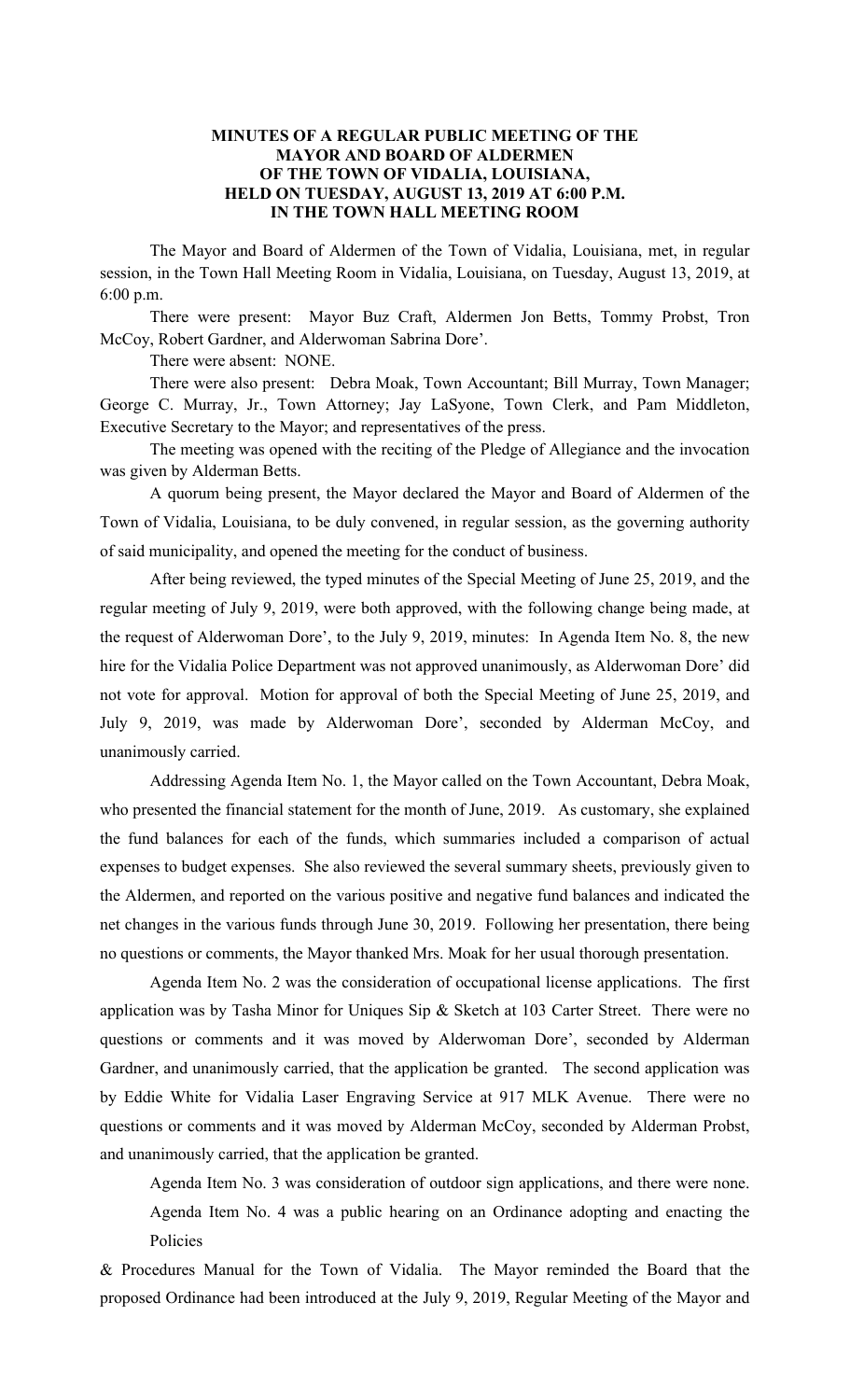**MINUTES OF A REGULAR PUBLIC MEETING OF THE MAYOR AND BOARD OF ALDERMEN OF THE TOWN OF VIDALIA, LOUISIANA, HELD ON TUESDAY, AUGUST 13, 2019 AT 6:00 P.M. IN THE TOWN HALL MEETING ROOM**

The Mayor and Board of Aldermen of the Town of Vidalia, Louisiana, met, in regular session, in the Town Hall Meeting Room in Vidalia, Louisiana, on Tuesday, August 13, 2019, at 6:00 p.m.

There were present: Mayor Buz Craft, Aldermen Jon Betts, Tommy Probst, Tron McCoy, Robert Gardner, and Alderwoman Sabrina Dore'.

There were absent: NONE.

There were also present: Debra Moak, Town Accountant; Bill Murray, Town Manager; George C. Murray, Jr., Town Attorney; Jay LaSyone, Town Clerk, and Pam Middleton, Executive Secretary to the Mayor; and representatives of the press.

The meeting was opened with the reciting of the Pledge of Allegiance and the invocation was given by Alderman Betts.

A quorum being present, the Mayor declared the Mayor and Board of Aldermen of the Town of Vidalia, Louisiana, to be duly convened, in regular session, as the governing authority of said municipality, and opened the meeting for the conduct of business.

After being reviewed, the typed minutes of the Special Meeting of June 25, 2019, and the regular meeting of July 9, 2019, were both approved, with the following change being made, at the request of Alderwoman Dore', to the July 9, 2019, minutes: In Agenda Item No. 8, the new hire for the Vidalia Police Department was not approved unanimously, as Alderwoman Dore' did not vote for approval. Motion for approval of both the Special Meeting of June 25, 2019, and July 9, 2019, was made by Alderwoman Dore', seconded by Alderman McCoy, and unanimously carried.

Addressing Agenda Item No. 1, the Mayor called on the Town Accountant, Debra Moak, who presented the financial statement for the month of June, 2019. As customary, she explained the fund balances for each of the funds, which summaries included a comparison of actual expenses to budget expenses. She also reviewed the several summary sheets, previously given to the Aldermen, and reported on the various positive and negative fund balances and indicated the net changes in the various funds through June 30, 2019. Following her presentation, there being no questions or comments, the Mayor thanked Mrs. Moak for her usual thorough presentation.

Agenda Item No. 2 was the consideration of occupational license applications. The first application was by Tasha Minor for Uniques Sip & Sketch at 103 Carter Street. There were no questions or comments and it was moved by Alderwoman Dore', seconded by Alderman Gardner, and unanimously carried, that the application be granted. The second application was by Eddie White for Vidalia Laser Engraving Service at 917 MLK Avenue. There were no questions or comments and it was moved by Alderman McCoy, seconded by Alderman Probst, and unanimously carried, that the application be granted.

Agenda Item No. 3 was consideration of outdoor sign applications, and there were none.

Agenda Item No. 4 was a public hearing on an Ordinance adopting and enacting the Policies & Procedures Manual for the Town of Vidalia. The Mayor reminded the Board that the proposed Ordinance had been introduced at the July 9, 2019, Regular Meeting of the Mayor and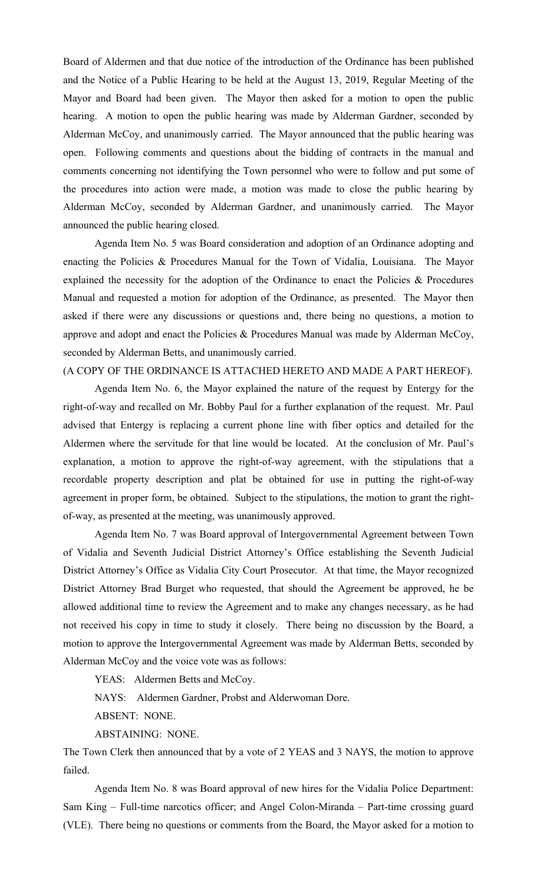Board of Aldermen and that due notice of the introduction of the Ordinance has been published and the Notice of a Public Hearing to be held at the August 13, 2019, Regular Meeting of the Mayor and Board had been given. The Mayor then asked for a motion to open the public hearing. A motion to open the public hearing was made by Alderman Gardner, seconded by Alderman McCoy, and unanimously carried. The Mayor announced that the public hearing was open. Following comments and questions about the bidding of contracts in the manual and comments concerning not identifying the Town personnel who were to follow and put some of the procedures into action were made, a motion was made to close the public hearing by Alderman McCoy, seconded by Alderman Gardner, and unanimously carried. The Mayor announced the public hearing closed.

Agenda Item No. 5 was Board consideration and adoption of an Ordinance adopting and enacting the Policies & Procedures Manual for the Town of Vidalia, Louisiana. The Mayor explained the necessity for the adoption of the Ordinance to enact the Policies & Procedures Manual and requested a motion for adoption of the Ordinance, as presented. The Mayor then asked if there were any discussions or questions and, there being no questions, a motion to approve and adopt and enact the Policies & Procedures Manual was made by Alderman McCoy, seconded by Alderman Betts, and unanimously carried.

(A COPY OF THE ORDINANCE IS ATTACHED HERETO AND MADE A PART HEREOF).

Agenda Item No. 6, the Mayor explained the nature of the request by Entergy for the right-of-way and recalled on Mr. Bobby Paul for a further explanation of the request. Mr. Paul advised that Entergy is replacing a current phone line with fiber optics and detailed for the Aldermen where the servitude for that line would be located. At the conclusion of Mr. Paul's explanation, a motion to approve the right-of-way agreement, with the stipulations that a recordable property description and plat be obtained for use in putting the right-of-way agreement in proper form, be obtained. Subject to the stipulations, the motion to grant the right-of-way, as presented at the meeting, was unanimously approved.

Agenda Item No. 7 was Board approval of Intergovernmental Agreement between Town of Vidalia and Seventh Judicial District Attorney's Office establishing the Seventh Judicial District Attorney's Office as Vidalia City Court Prosecutor. At that time, the Mayor recognized District Attorney Brad Burget who requested, that should the Agreement be approved, he be allowed additional time to review the Agreement and to make any changes necessary, as he had not received his copy in time to study it closely. There being no discussion by the Board, a motion to approve the Intergovernmental Agreement was made by Alderman Betts, seconded by Alderman McCoy and the voice vote was as follows:

YEAS: Aldermen Betts and McCoy.

NAYS: Aldermen Gardner, Probst and Alderwoman Dore.

ABSENT: NONE.

ABSTAINING: NONE.

The Town Clerk then announced that by a vote of 2 YEAS and 3 NAYS, the motion to approve failed.

Agenda Item No. 8 was Board approval of new hires for the Vidalia Police Department: Sam King – Full-time narcotics officer; and Angel Colon-Miranda – Part-time crossing guard (VLE). There being no questions or comments from the Board, the Mayor asked for a motion to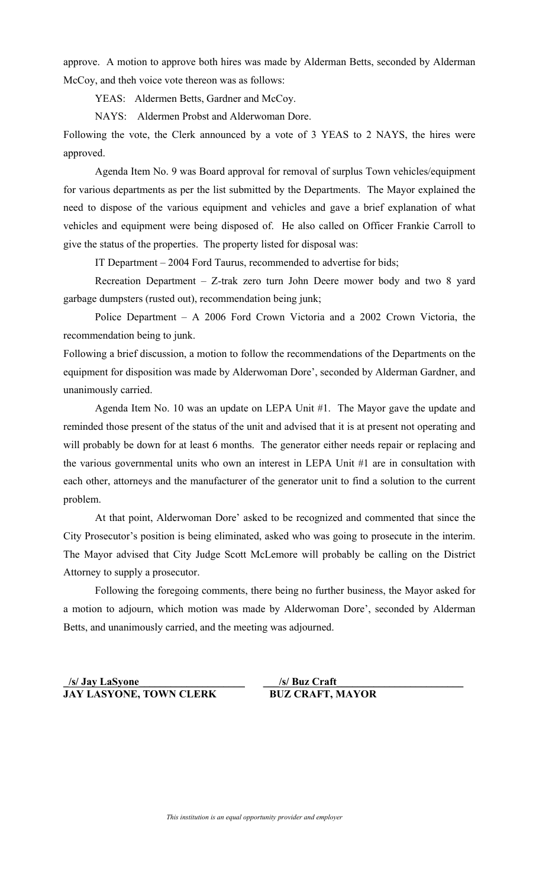approve. A motion to approve both hires was made by Alderman Betts, seconded by Alderman McCoy, and theh voice vote thereon was as follows:

YEAS: Aldermen Betts, Gardner and McCoy.

NAYS: Aldermen Probst and Alderwoman Dore.

Following the vote, the Clerk announced by a vote of 3 YEAS to 2 NAYS, the hires were approved.

Agenda Item No. 9 was Board approval for removal of surplus Town vehicles/equipment for various departments as per the list submitted by the Departments. The Mayor explained the need to dispose of the various equipment and vehicles and gave a brief explanation of what vehicles and equipment were being disposed of. He also called on Officer Frankie Carroll to give the status of the properties. The property listed for disposal was:

IT Department – 2004 Ford Taurus, recommended to advertise for bids;

Recreation Department – Z-trak zero turn John Deere mower body and two 8 yard garbage dumpsters (rusted out), recommendation being junk;

Police Department – A 2006 Ford Crown Victoria and a 2002 Crown Victoria, the recommendation being to junk.

Following a brief discussion, a motion to follow the recommendations of the Departments on the equipment for disposition was made by Alderwoman Dore', seconded by Alderman Gardner, and unanimously carried.

Agenda Item No. 10 was an update on LEPA Unit #1. The Mayor gave the update and reminded those present of the status of the unit and advised that it is at present not operating and will probably be down for at least 6 months. The generator either needs repair or replacing and the various governmental units who own an interest in LEPA Unit #1 are in consultation with each other, attorneys and the manufacturer of the generator unit to find a solution to the current problem.

At that point, Alderwoman Dore' asked to be recognized and commented that since the City Prosecutor's position is being eliminated, asked who was going to prosecute in the interim. The Mayor advised that City Judge Scott McLemore will probably be calling on the District Attorney to supply a prosecutor.

Following the foregoing comments, there being no further business, the Mayor asked for a motion to adjourn, which motion was made by Alderwoman Dore', seconded by Alderman Betts, and unanimously carried, and the meeting was adjourned.

**/s/ Jay LaSyone**
**JAY LASYONE, TOWN CLERK**

**/s/ Buz Craft**
**BUZ CRAFT, MAYOR**

*This institution is an equal opportunity provider and employer*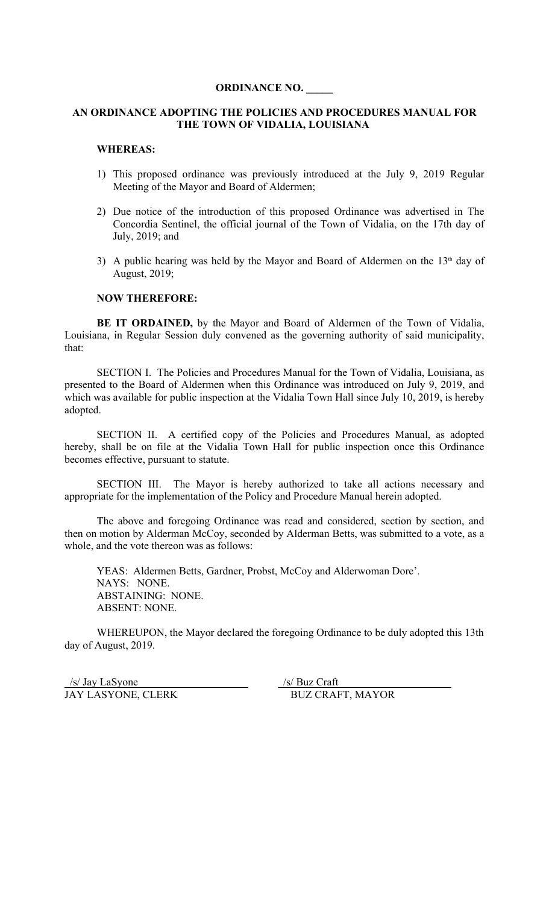**ORDINANCE NO. _____**

**AN ORDINANCE ADOPTING THE POLICIES AND PROCEDURES MANUAL FOR THE TOWN OF VIDALIA, LOUISIANA**

**WHEREAS:**

1) This proposed ordinance was previously introduced at the July 9, 2019 Regular Meeting of the Mayor and Board of Aldermen;

2) Due notice of the introduction of this proposed Ordinance was advertised in The Concordia Sentinel, the official journal of the Town of Vidalia, on the 17th day of July, 2019; and

3) A public hearing was held by the Mayor and Board of Aldermen on the 13th day of August, 2019;

**NOW THEREFORE:**

**BE IT ORDAINED,** by the Mayor and Board of Aldermen of the Town of Vidalia, Louisiana, in Regular Session duly convened as the governing authority of said municipality, that:

SECTION I. The Policies and Procedures Manual for the Town of Vidalia, Louisiana, as presented to the Board of Aldermen when this Ordinance was introduced on July 9, 2019, and which was available for public inspection at the Vidalia Town Hall since July 10, 2019, is hereby adopted.

SECTION II. A certified copy of the Policies and Procedures Manual, as adopted hereby, shall be on file at the Vidalia Town Hall for public inspection once this Ordinance becomes effective, pursuant to statute.

SECTION III. The Mayor is hereby authorized to take all actions necessary and appropriate for the implementation of the Policy and Procedure Manual herein adopted.

The above and foregoing Ordinance was read and considered, section by section, and then on motion by Alderman McCoy, seconded by Alderman Betts, was submitted to a vote, as a whole, and the vote thereon was as follows:

YEAS: Aldermen Betts, Gardner, Probst, McCoy and Alderwoman Dore'.
NAYS: NONE.
ABSTAINING: NONE.
ABSENT: NONE.

WHEREUPON, the Mayor declared the foregoing Ordinance to be duly adopted this 13th day of August, 2019.

/s/ Jay LaSyone
JAY LASYONE, CLERK

/s/ Buz Craft
BUZ CRAFT, MAYOR